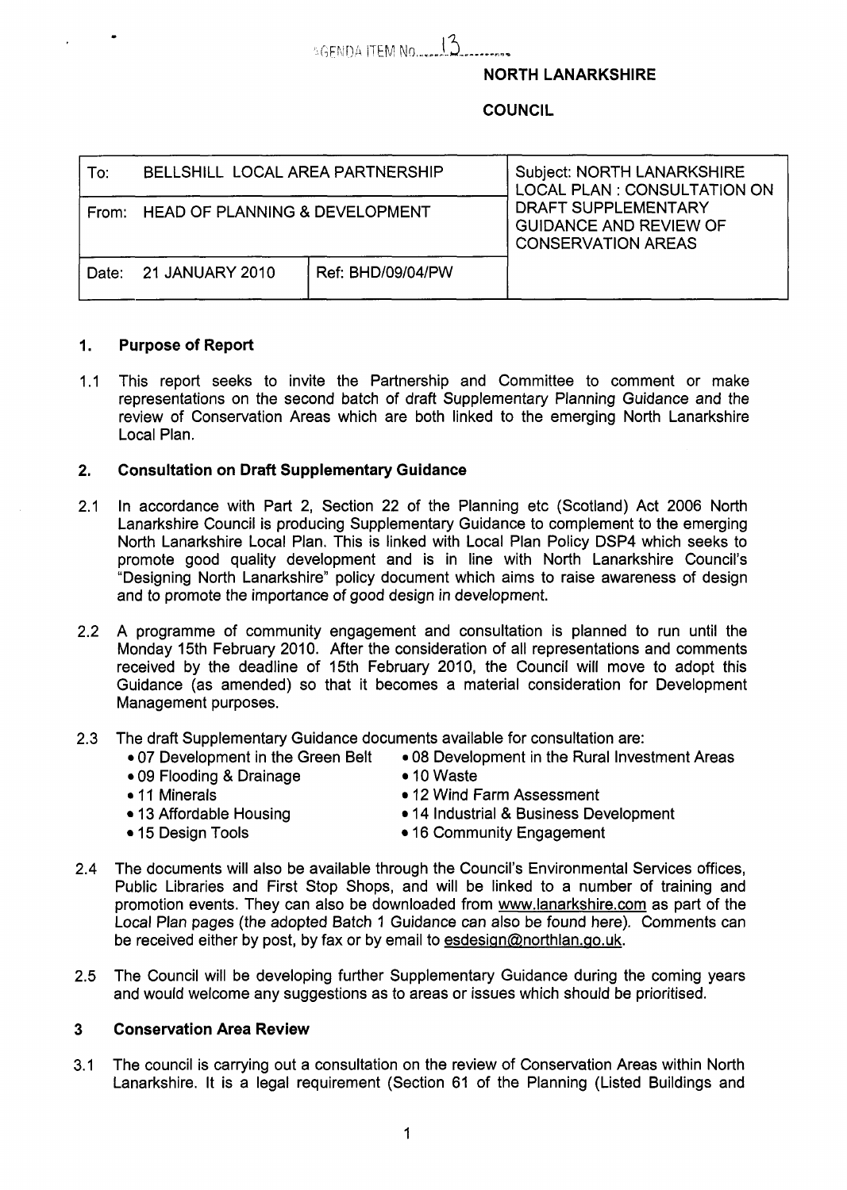AGENDA ITEM No. 13

**NORTH LANARKSHIRE**

**COUNCIL**

| To: BELLSHILL LOCAL AREA PARTNERSHIP | | Subject: NORTH LANARKSHIRE LOCAL PLAN : CONSULTATION ON DRAFT SUPPLEMENTARY GUIDANCE AND REVIEW OF CONSERVATION AREAS |
|---|---|---|
| From: HEAD OF PLANNING & DEVELOPMENT | | |
| Date: 21 JANUARY 2010 | Ref: BHD/09/04/PW | |

## 1. Purpose of Report

1.1 This report seeks to invite the Partnership and Committee to comment or make representations on the second batch of draft Supplementary Planning Guidance and the review of Conservation Areas which are both linked to the emerging North Lanarkshire Local Plan.

## 2. Consultation on Draft Supplementary Guidance

2.1 In accordance with Part 2, Section 22 of the Planning etc (Scotland) Act 2006 North Lanarkshire Council is producing Supplementary Guidance to complement to the emerging North Lanarkshire Local Plan. This is linked with Local Plan Policy DSP4 which seeks to promote good quality development and is in line with North Lanarkshire Council's "Designing North Lanarkshire" policy document which aims to raise awareness of design and to promote the importance of good design in development.

2.2 A programme of community engagement and consultation is planned to run until the Monday 15th February 2010. After the consideration of all representations and comments received by the deadline of 15th February 2010, the Council will move to adopt this Guidance (as amended) so that it becomes a material consideration for Development Management purposes.

2.3 The draft Supplementary Guidance documents available for consultation are:

- 07 Development in the Green Belt
- 08 Development in the Rural Investment Areas
- 09 Flooding & Drainage
- 10 Waste
- 11 Minerals
- 12 Wind Farm Assessment
- 13 Affordable Housing
- 14 Industrial & Business Development
- 15 Design Tools
- 16 Community Engagement

2.4 The documents will also be available through the Council's Environmental Services offices, Public Libraries and First Stop Shops, and will be linked to a number of training and promotion events. They can also be downloaded from www.lanarkshire.com as part of the Local Plan pages (the adopted Batch 1 Guidance can also be found here). Comments can be received either by post, by fax or by email to esdesign@northlan.go.uk.

2.5 The Council will be developing further Supplementary Guidance during the coming years and would welcome any suggestions as to areas or issues which should be prioritised.

## 3 Conservation Area Review

3.1 The council is carrying out a consultation on the review of Conservation Areas within North Lanarkshire. It is a legal requirement (Section 61 of the Planning (Listed Buildings and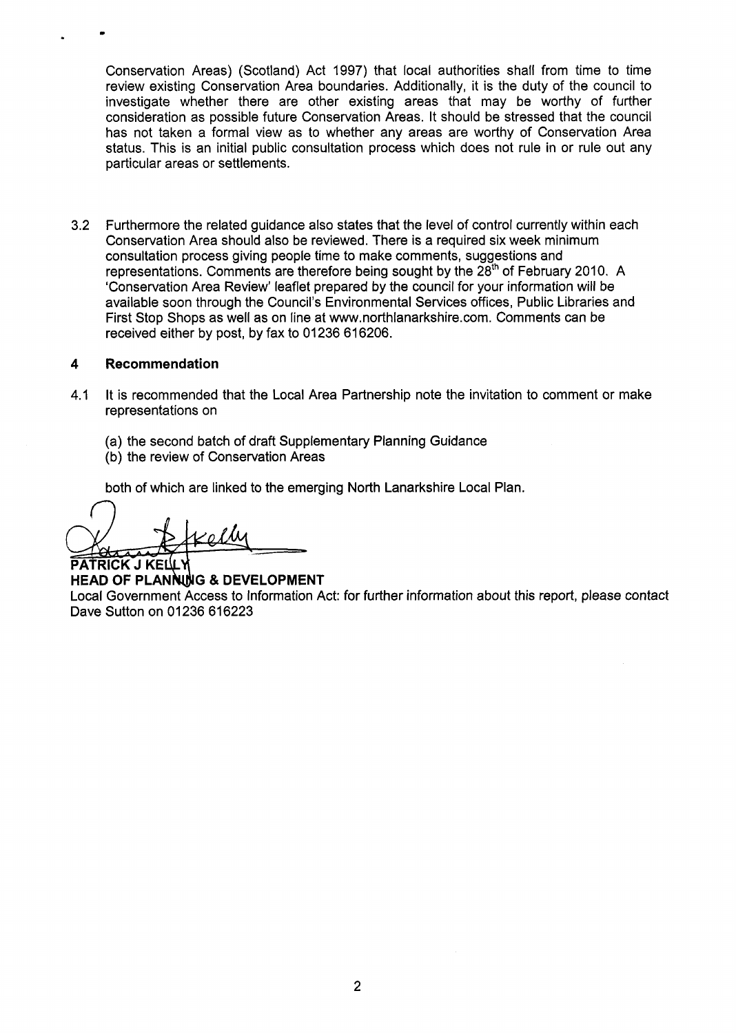Conservation Areas) (Scotland) Act 1997) that local authorities shall from time to time review existing Conservation Area boundaries. Additionally, it is the duty of the council to investigate whether there are other existing areas that may be worthy of further consideration as possible future Conservation Areas. It should be stressed that the council has not taken a formal view as to whether any areas are worthy of Conservation Area status. This is an initial public consultation process which does not rule in or rule out any particular areas or settlements.

3.2 Furthermore the related guidance also states that the level of control currently within each Conservation Area should also be reviewed. There is a required six week minimum consultation process giving people time to make comments, suggestions and representations. Comments are therefore being sought by the 28th of February 2010. A 'Conservation Area Review' leaflet prepared by the council for your information will be available soon through the Council's Environmental Services offices, Public Libraries and First Stop Shops as well as on line at www.northlanarkshire.com. Comments can be received either by post, by fax to 01236 616206.

## 4 Recommendation

4.1 It is recommended that the Local Area Partnership note the invitation to comment or make representations on

(a) the second batch of draft Supplementary Planning Guidance
(b) the review of Conservation Areas

both of which are linked to the emerging North Lanarkshire Local Plan.

**PATRICK J KELLY**
**HEAD OF PLANNING & DEVELOPMENT**
Local Government Access to Information Act: for further information about this report, please contact Dave Sutton on 01236 616223